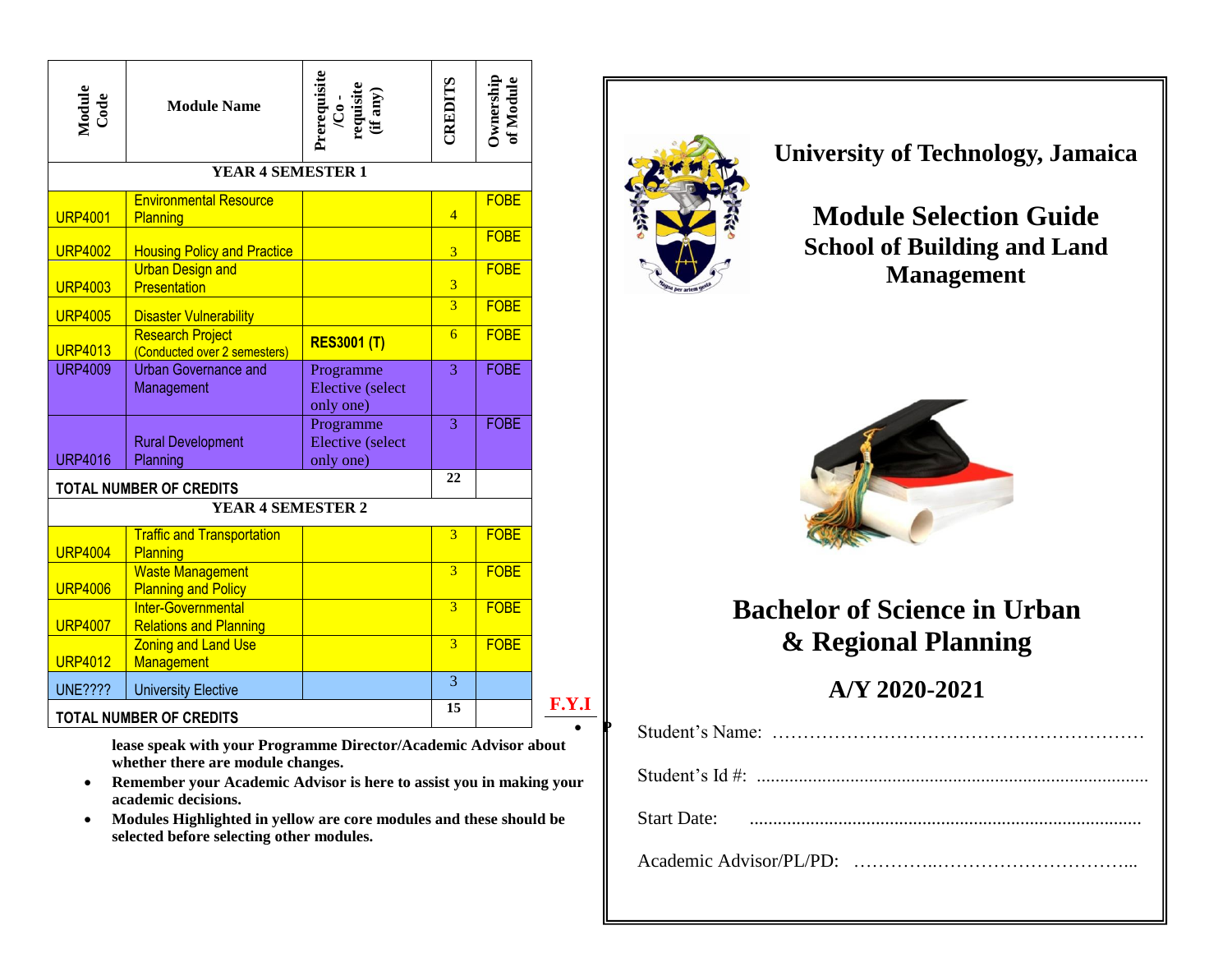| Module Code | Module Name | Prerequisite /Co - requisite (if any) | CREDITS | Ownership of Module |
|---|---|---|---|---|
| **YEAR 4 SEMESTER 1** | | | | |
| URP4001 | Environmental Resource Planning | | 4 | FOBE |
| URP4002 | Housing Policy and Practice | | 3 | FOBE |
| URP4003 | Urban Design and Presentation | | 3 | FOBE |
| URP4005 | Disaster Vulnerability | | 3 | FOBE |
| URP4013 | Research Project (Conducted over 2 semesters) | **RES3001 (T)** | 6 | FOBE |
| URP4009 | Urban Governance and Management | Programme Elective (select only one) | 3 | FOBE |
| URP4016 | Rural Development Planning | Programme Elective (select only one) | 3 | FOBE |
| TOTAL NUMBER OF CREDITS | | | 22 | |
| **YEAR 4 SEMESTER 2** | | | | |
| URP4004 | Traffic and Transportation Planning | | 3 | FOBE |
| URP4006 | Waste Management Planning and Policy | | 3 | FOBE |
| URP4007 | Inter-Governmental Relations and Planning | | 3 | FOBE |
| URP4012 | Zoning and Land Use Management | | 3 | FOBE |
| UNE???? | University Elective | | 3 | |
| TOTAL NUMBER OF CREDITS | | | 15 | |

**F.Y.I**

- **Please speak with your Programme Director/Academic Advisor about whether there are module changes.**
- **Remember your Academic Advisor is here to assist you in making your academic decisions.**
- **Modules Highlighted in yellow are core modules and these should be selected before selecting other modules.**

# University of Technology, Jamaica

## Module Selection Guide

## School of Building and Land Management

# Bachelor of Science in Urban & Regional Planning

## A/Y 2020-2021

Student's Name: ……………………………………………………

Student's Id #: ..................................................................................

Start Date: ...................................................................................

Academic Advisor/PL/PD: …………..…………………………...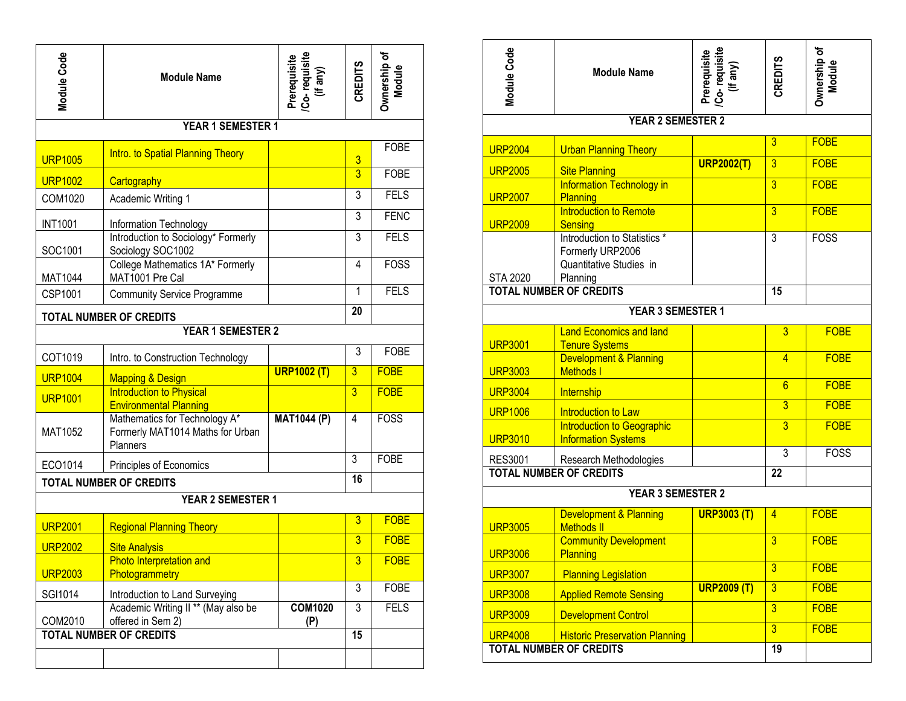| Module Code | Module Name | Prerequisite /Co- requisite (if any) | CREDITS | Ownership of Module |
|---|---|---|---|---|
| **YEAR 1 SEMESTER 1** | | | | |
| URP1005 | Intro. to Spatial Planning Theory | | 3 | FOBE |
| URP1002 | Cartography | | 3 | FOBE |
| COM1020 | Academic Writing 1 | | 3 | FELS |
| INT1001 | Information Technology | | 3 | FENC |
| SOC1001 | Introduction to Sociology* Formerly Sociology SOC1002 | | 3 | FELS |
| MAT1044 | College Mathematics 1A* Formerly MAT1001 Pre Cal | | 4 | FOSS |
| CSP1001 | Community Service Programme | | 1 | FELS |
| **TOTAL NUMBER OF CREDITS** | | | **20** | |
| **YEAR 1 SEMESTER 2** | | | | |
| COT1019 | Intro. to Construction Technology | | 3 | FOBE |
| URP1004 | Mapping & Design | **URP1002 (T)** | 3 | FOBE |
| URP1001 | Introduction to Physical Environmental Planning | | 3 | FOBE |
| MAT1052 | Mathematics for Technology A* Formerly MAT1014 Maths for Urban Planners | **MAT1044 (P)** | 4 | FOSS |
| ECO1014 | Principles of Economics | | 3 | FOBE |
| **TOTAL NUMBER OF CREDITS** | | | **16** | |
| **YEAR 2 SEMESTER 1** | | | | |
| URP2001 | Regional Planning Theory | | 3 | FOBE |
| URP2002 | Site Analysis | | 3 | FOBE |
| URP2003 | Photo Interpretation and Photogrammetry | | 3 | FOBE |
| SGI1014 | Introduction to Land Surveying | | 3 | FOBE |
| COM2010 | Academic Writing II ** (May also be offered in Sem 2) | **COM1020 (P)** | 3 | FELS |
| **TOTAL NUMBER OF CREDITS** | | | **15** | |
| **YEAR 2 SEMESTER 2** | | | | |
| URP2004 | Urban Planning Theory | | 3 | FOBE |
| URP2005 | Site Planning | **URP2002(T)** | 3 | FOBE |
| URP2007 | Information Technology in Planning | | 3 | FOBE |
| URP2009 | Introduction to Remote Sensing | | 3 | FOBE |
| STA 2020 | Introduction to Statistics * Formerly URP2006 Quantitative Studies in Planning | | 3 | FOSS |
| **TOTAL NUMBER OF CREDITS** | | | **15** | |
| **YEAR 3 SEMESTER 1** | | | | |
| URP3001 | Land Economics and land Tenure Systems | | 3 | FOBE |
| URP3003 | Development & Planning Methods I | | 4 | FOBE |
| URP3004 | Internship | | 6 | FOBE |
| URP1006 | Introduction to Law | | 3 | FOBE |
| URP3010 | Introduction to Geographic Information Systems | | 3 | FOBE |
| RES3001 | Research Methodologies | | 3 | FOSS |
| **TOTAL NUMBER OF CREDITS** | | | **22** | |
| **YEAR 3 SEMESTER 2** | | | | |
| URP3005 | Development & Planning Methods II | **URP3003 (T)** | 4 | FOBE |
| URP3006 | Community Development Planning | | 3 | FOBE |
| URP3007 | Planning Legislation | | 3 | FOBE |
| URP3008 | Applied Remote Sensing | **URP2009 (T)** | 3 | FOBE |
| URP3009 | Development Control | | 3 | FOBE |
| URP4008 | Historic Preservation Planning | | 3 | FOBE |
| **TOTAL NUMBER OF CREDITS** | | | **19** | |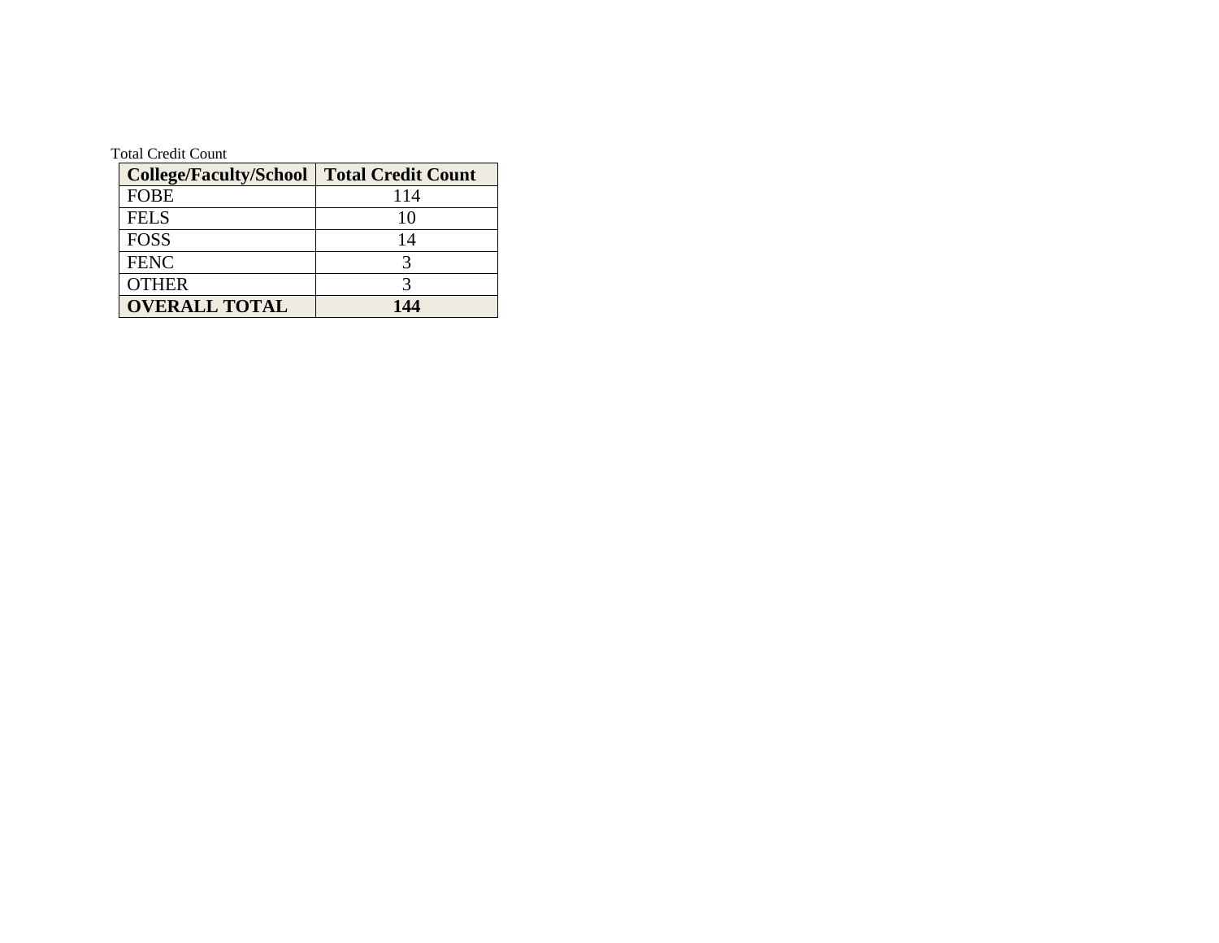Total Credit Count

| College/Faculty/School | Total Credit Count |
|---|---|
| FOBE | 114 |
| FELS | 10 |
| FOSS | 14 |
| FENC | 3 |
| OTHER | 3 |
| **OVERALL TOTAL** | **144** |